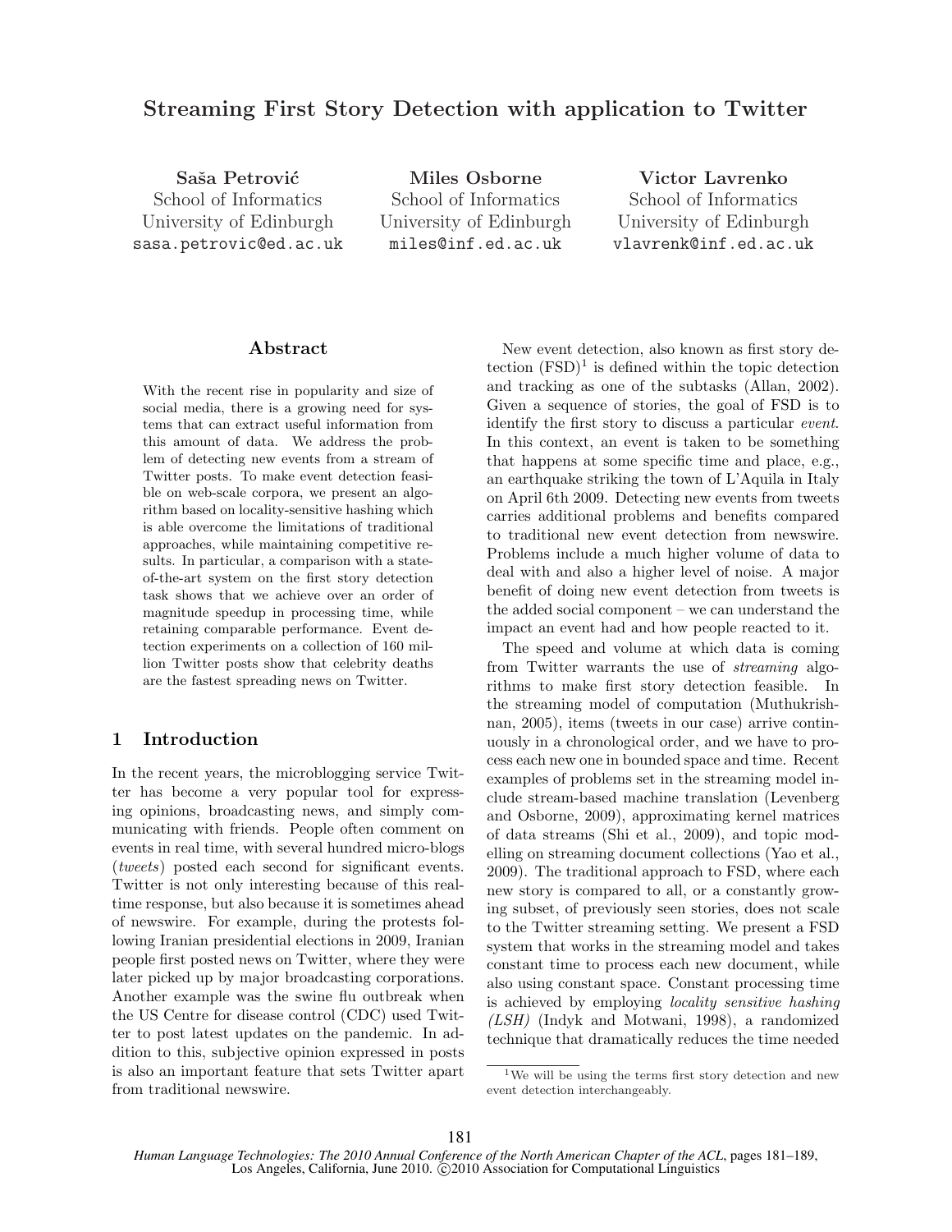# Streaming First Story Detection with application to Twitter

**Saša Petrović**
School of Informatics
University of Edinburgh
sasa.petrovic@ed.ac.uk

**Miles Osborne**
School of Informatics
University of Edinburgh
miles@inf.ed.ac.uk

**Victor Lavrenko**
School of Informatics
University of Edinburgh
vlavrenk@inf.ed.ac.uk

## Abstract

With the recent rise in popularity and size of social media, there is a growing need for systems that can extract useful information from this amount of data. We address the problem of detecting new events from a stream of Twitter posts. To make event detection feasible on web-scale corpora, we present an algorithm based on locality-sensitive hashing which is able overcome the limitations of traditional approaches, while maintaining competitive results. In particular, a comparison with a state-of-the-art system on the first story detection task shows that we achieve over an order of magnitude speedup in processing time, while retaining comparable performance. Event detection experiments on a collection of 160 million Twitter posts show that celebrity deaths are the fastest spreading news on Twitter.

## 1 Introduction

In the recent years, the microblogging service Twitter has become a very popular tool for expressing opinions, broadcasting news, and simply communicating with friends. People often comment on events in real time, with several hundred micro-blogs (*tweets*) posted each second for significant events. Twitter is not only interesting because of this real-time response, but also because it is sometimes ahead of newswire. For example, during the protests following Iranian presidential elections in 2009, Iranian people first posted news on Twitter, where they were later picked up by major broadcasting corporations. Another example was the swine flu outbreak when the US Centre for disease control (CDC) used Twitter to post latest updates on the pandemic. In addition to this, subjective opinion expressed in posts is also an important feature that sets Twitter apart from traditional newswire.

New event detection, also known as first story detection (FSD)[1] is defined within the topic detection and tracking as one of the subtasks (Allan, 2002). Given a sequence of stories, the goal of FSD is to identify the first story to discuss a particular *event*. In this context, an event is taken to be something that happens at some specific time and place, e.g., an earthquake striking the town of L'Aquila in Italy on April 6th 2009. Detecting new events from tweets carries additional problems and benefits compared to traditional new event detection from newswire. Problems include a much higher volume of data to deal with and also a higher level of noise. A major benefit of doing new event detection from tweets is the added social component – we can understand the impact an event had and how people reacted to it.

The speed and volume at which data is coming from Twitter warrants the use of *streaming* algorithms to make first story detection feasible. In the streaming model of computation (Muthukrishnan, 2005), items (tweets in our case) arrive continuously in a chronological order, and we have to process each new one in bounded space and time. Recent examples of problems set in the streaming model include stream-based machine translation (Levenberg and Osborne, 2009), approximating kernel matrices of data streams (Shi et al., 2009), and topic modelling on streaming document collections (Yao et al., 2009). The traditional approach to FSD, where each new story is compared to all, or a constantly growing subset, of previously seen stories, does not scale to the Twitter streaming setting. We present a FSD system that works in the streaming model and takes constant time to process each new document, while also using constant space. Constant processing time is achieved by employing *locality sensitive hashing (LSH)* (Indyk and Motwani, 1998), a randomized technique that dramatically reduces the time needed

[1] We will be using the terms first story detection and new event detection interchangeably.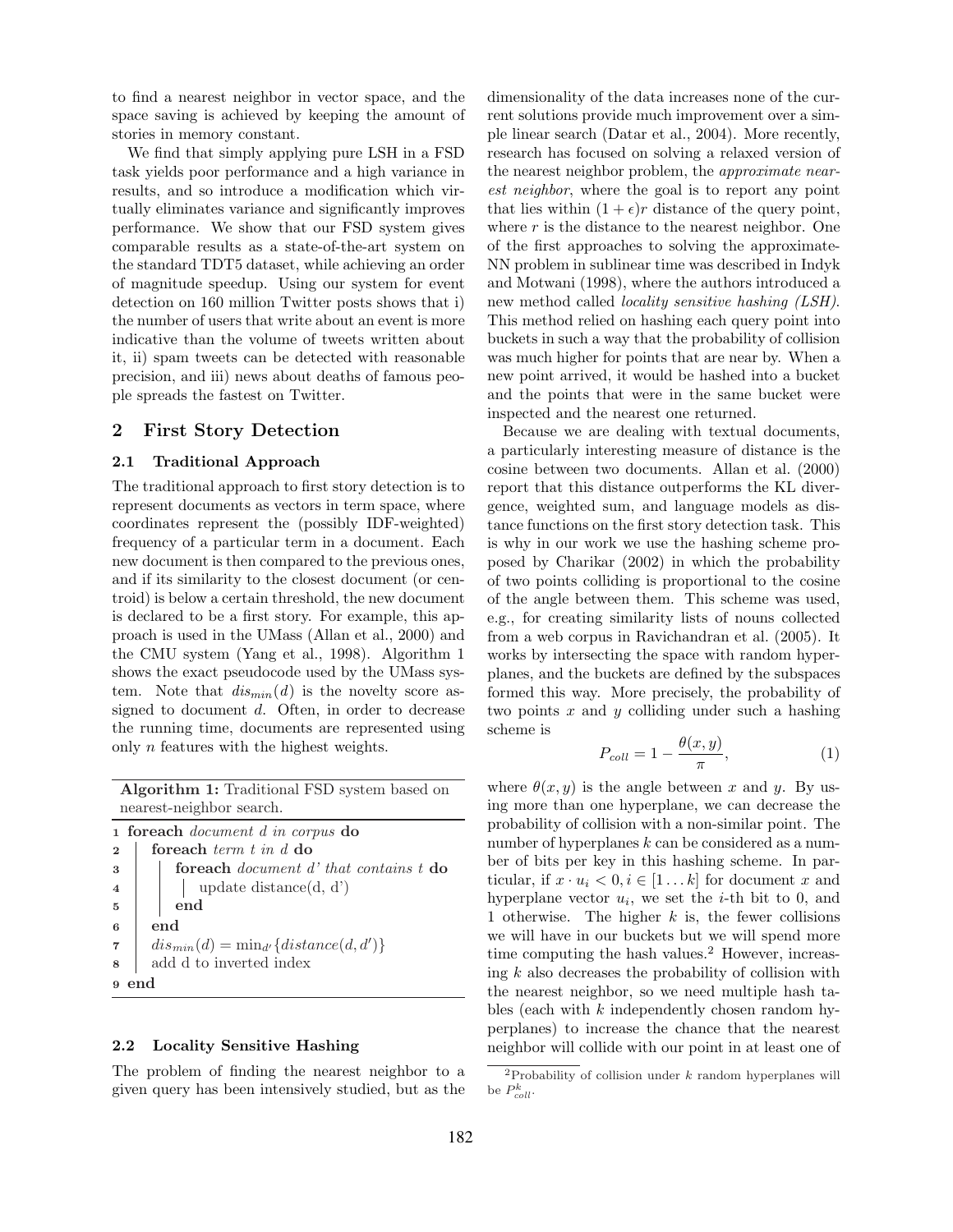to find a nearest neighbor in vector space, and the space saving is achieved by keeping the amount of stories in memory constant.

We find that simply applying pure LSH in a FSD task yields poor performance and a high variance in results, and so introduce a modification which virtually eliminates variance and significantly improves performance. We show that our FSD system gives comparable results as a state-of-the-art system on the standard TDT5 dataset, while achieving an order of magnitude speedup. Using our system for event detection on 160 million Twitter posts shows that i) the number of users that write about an event is more indicative than the volume of tweets written about it, ii) spam tweets can be detected with reasonable precision, and iii) news about deaths of famous people spreads the fastest on Twitter.

## 2 First Story Detection

### 2.1 Traditional Approach

The traditional approach to first story detection is to represent documents as vectors in term space, where coordinates represent the (possibly IDF-weighted) frequency of a particular term in a document. Each new document is then compared to the previous ones, and if its similarity to the closest document (or centroid) is below a certain threshold, the new document is declared to be a first story. For example, this approach is used in the UMass (Allan et al., 2000) and the CMU system (Yang et al., 1998). Algorithm 1 shows the exact pseudocode used by the UMass system. Note that $dis_{min}(d)$ is the novelty score assigned to document $d$. Often, in order to decrease the running time, documents are represented using only $n$ features with the highest weights.

**Algorithm 1:** Traditional FSD system based on nearest-neighbor search.

```
1 foreach document d in corpus do
2     foreach term t in d do
3         foreach document d' that contains t do
4             update distance(d, d')
5         end
6     end
7     dis_min(d) = min_d' {distance(d, d')}
8     add d to inverted index
9 end
```

### 2.2 Locality Sensitive Hashing

The problem of finding the nearest neighbor to a given query has been intensively studied, but as the dimensionality of the data increases none of the current solutions provide much improvement over a simple linear search (Datar et al., 2004). More recently, research has focused on solving a relaxed version of the nearest neighbor problem, the *approximate nearest neighbor*, where the goal is to report any point that lies within $(1+\epsilon)r$ distance of the query point, where $r$ is the distance to the nearest neighbor. One of the first approaches to solving the approximate-NN problem in sublinear time was described in Indyk and Motwani (1998), where the authors introduced a new method called *locality sensitive hashing (LSH).* This method relied on hashing each query point into buckets in such a way that the probability of collision was much higher for points that are near by. When a new point arrived, it would be hashed into a bucket and the points that were in the same bucket were inspected and the nearest one returned.

Because we are dealing with textual documents, a particularly interesting measure of distance is the cosine between two documents. Allan et al. (2000) report that this distance outperforms the KL divergence, weighted sum, and language models as distance functions on the first story detection task. This is why in our work we use the hashing scheme proposed by Charikar (2002) in which the probability of two points colliding is proportional to the cosine of the angle between them. This scheme was used, e.g., for creating similarity lists of nouns collected from a web corpus in Ravichandran et al. (2005). It works by intersecting the space with random hyperplanes, and the buckets are defined by the subspaces formed this way. More precisely, the probability of two points $x$ and $y$ colliding under such a hashing scheme is

$$P_{coll} = 1 - \frac{\theta(x,y)}{\pi}, \qquad (1)$$

where $\theta(x,y)$ is the angle between $x$ and $y$. By using more than one hyperplane, we can decrease the probability of collision with a non-similar point. The number of hyperplanes $k$ can be considered as a number of bits per key in this hashing scheme. In particular, if $x \cdot u_i < 0, i \in [1 \dots k]$ for document $x$ and hyperplane vector $u_i$, we set the $i$-th bit to 0, and 1 otherwise. The higher $k$ is, the fewer collisions we will have in our buckets but we will spend more time computing the hash values.[2] However, increasing $k$ also decreases the probability of collision with the nearest neighbor, so we need multiple hash tables (each with $k$ independently chosen random hyperplanes) to increase the chance that the nearest neighbor will collide with our point in at least one of

[2] Probability of collision under $k$ random hyperplanes will be $P_{coll}^k$.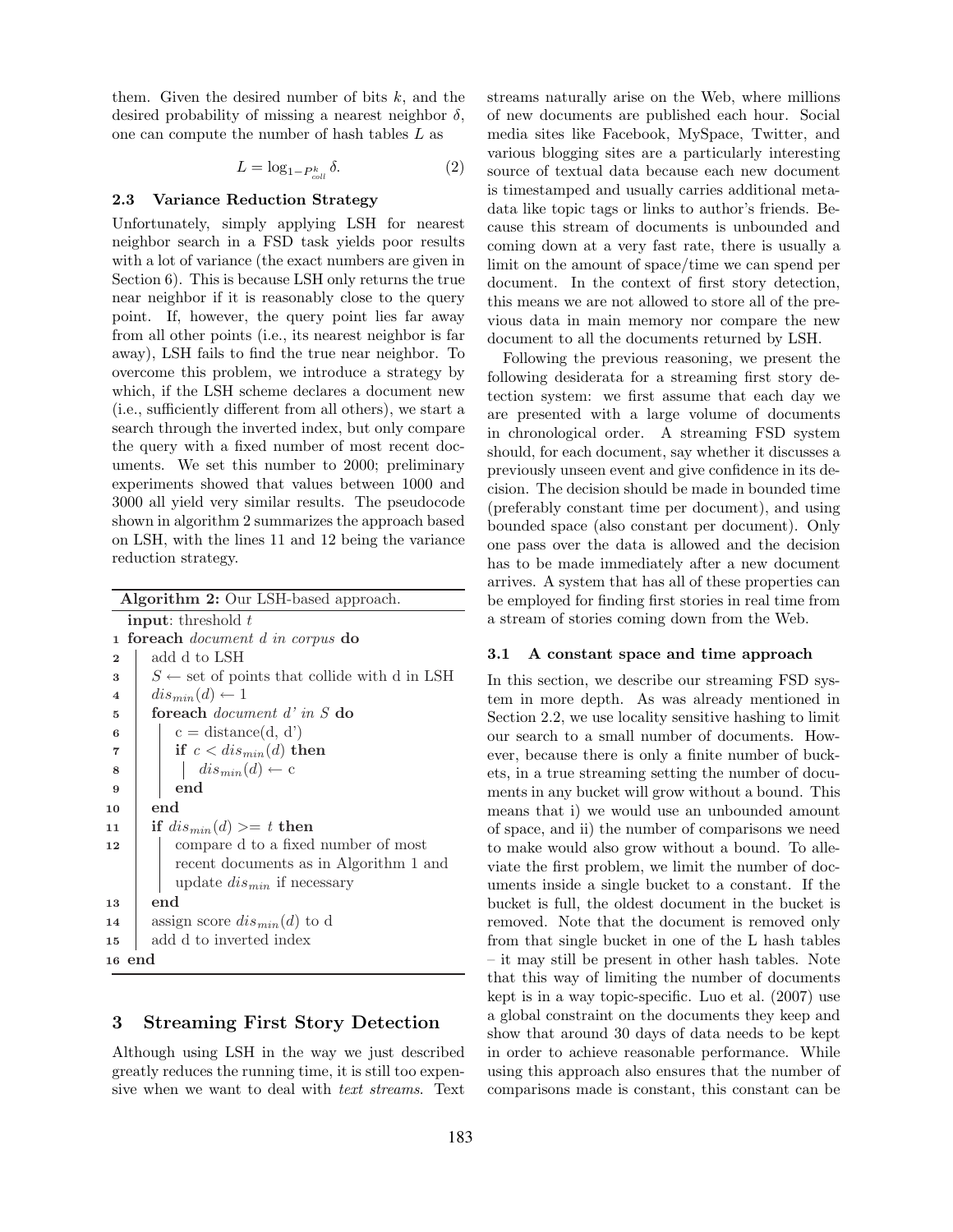them. Given the desired number of bits $k$, and the desired probability of missing a nearest neighbor $\delta$, one can compute the number of hash tables $L$ as

$$L = \log_{1-P_{coll}^{k}} \delta. \quad (2)$$

### 2.3 Variance Reduction Strategy

Unfortunately, simply applying LSH for nearest neighbor search in a FSD task yields poor results with a lot of variance (the exact numbers are given in Section 6). This is because LSH only returns the true near neighbor if it is reasonably close to the query point. If, however, the query point lies far away from all other points (i.e., its nearest neighbor is far away), LSH fails to find the true near neighbor. To overcome this problem, we introduce a strategy by which, if the LSH scheme declares a document new (i.e., sufficiently different from all others), we start a search through the inverted index, but only compare the query with a fixed number of most recent documents. We set this number to 2000; preliminary experiments showed that values between 1000 and 3000 all yield very similar results. The pseudocode shown in algorithm 2 summarizes the approach based on LSH, with the lines 11 and 12 being the variance reduction strategy.

**Algorithm 2:** Our LSH-based approach.

```
   input: threshold t
1  foreach document d in corpus do
2      add d to LSH
3      S ← set of points that collide with d in LSH
4      dis_min(d) ← 1
5      foreach document d' in S do
6          c = distance(d, d')
7          if c < dis_min(d) then
8              dis_min(d) ← c
9          end
10     end
11     if dis_min(d) >= t then
12         compare d to a fixed number of most
           recent documents as in Algorithm 1 and
           update dis_min if necessary
13     end
14     assign score dis_min(d) to d
15     add d to inverted index
16 end
```

## 3 Streaming First Story Detection

Although using LSH in the way we just described greatly reduces the running time, it is still too expensive when we want to deal with *text streams*. Text streams naturally arise on the Web, where millions of new documents are published each hour. Social media sites like Facebook, MySpace, Twitter, and various blogging sites are a particularly interesting source of textual data because each new document is timestamped and usually carries additional metadata like topic tags or links to author's friends. Because this stream of documents is unbounded and coming down at a very fast rate, there is usually a limit on the amount of space/time we can spend per document. In the context of first story detection, this means we are not allowed to store all of the previous data in main memory nor compare the new document to all the documents returned by LSH.

Following the previous reasoning, we present the following desiderata for a streaming first story detection system: we first assume that each day we are presented with a large volume of documents in chronological order. A streaming FSD system should, for each document, say whether it discusses a previously unseen event and give confidence in its decision. The decision should be made in bounded time (preferably constant time per document), and using bounded space (also constant per document). Only one pass over the data is allowed and the decision has to be made immediately after a new document arrives. A system that has all of these properties can be employed for finding first stories in real time from a stream of stories coming down from the Web.

### 3.1 A constant space and time approach

In this section, we describe our streaming FSD system in more depth. As was already mentioned in Section 2.2, we use locality sensitive hashing to limit our search to a small number of documents. However, because there is only a finite number of buckets, in a true streaming setting the number of documents in any bucket will grow without a bound. This means that i) we would use an unbounded amount of space, and ii) the number of comparisons we need to make would also grow without a bound. To alleviate the first problem, we limit the number of documents inside a single bucket to a constant. If the bucket is full, the oldest document in the bucket is removed. Note that the document is removed only from that single bucket in one of the L hash tables – it may still be present in other hash tables. Note that this way of limiting the number of documents kept is in a way topic-specific. Luo et al. (2007) use a global constraint on the documents they keep and show that around 30 days of data needs to be kept in order to achieve reasonable performance. While using this approach also ensures that the number of comparisons made is constant, this constant can be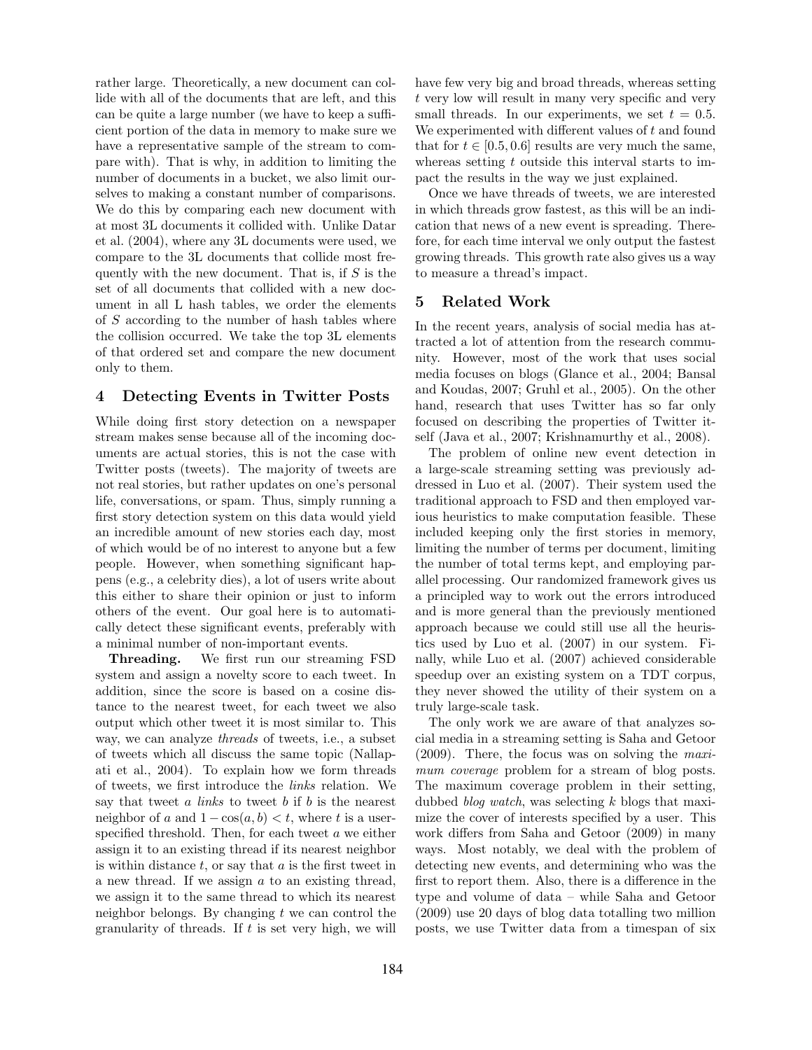rather large. Theoretically, a new document can collide with all of the documents that are left, and this can be quite a large number (we have to keep a sufficient portion of the data in memory to make sure we have a representative sample of the stream to compare with). That is why, in addition to limiting the number of documents in a bucket, we also limit ourselves to making a constant number of comparisons. We do this by comparing each new document with at most 3L documents it collided with. Unlike Datar et al. (2004), where any 3L documents were used, we compare to the 3L documents that collide most frequently with the new document. That is, if $S$ is the set of all documents that collided with a new document in all L hash tables, we order the elements of $S$ according to the number of hash tables where the collision occurred. We take the top 3L elements of that ordered set and compare the new document only to them.

## 4 Detecting Events in Twitter Posts

While doing first story detection on a newspaper stream makes sense because all of the incoming documents are actual stories, this is not the case with Twitter posts (tweets). The majority of tweets are not real stories, but rather updates on one's personal life, conversations, or spam. Thus, simply running a first story detection system on this data would yield an incredible amount of new stories each day, most of which would be of no interest to anyone but a few people. However, when something significant happens (e.g., a celebrity dies), a lot of users write about this either to share their opinion or just to inform others of the event. Our goal here is to automatically detect these significant events, preferably with a minimal number of non-important events.

**Threading.** We first run our streaming FSD system and assign a novelty score to each tweet. In addition, since the score is based on a cosine distance to the nearest tweet, for each tweet we also output which other tweet it is most similar to. This way, we can analyze *threads* of tweets, i.e., a subset of tweets which all discuss the same topic (Nallapati et al., 2004). To explain how we form threads of tweets, we first introduce the *links* relation. We say that tweet $a$ *links* to tweet $b$ if $b$ is the nearest neighbor of $a$ and $1 - \cos(a, b) < t$, where $t$ is a user-specified threshold. Then, for each tweet $a$ we either assign it to an existing thread if its nearest neighbor is within distance $t$, or say that $a$ is the first tweet in a new thread. If we assign $a$ to an existing thread, we assign it to the same thread to which its nearest neighbor belongs. By changing $t$ we can control the granularity of threads. If $t$ is set very high, we will have few very big and broad threads, whereas setting $t$ very low will result in many very specific and very small threads. In our experiments, we set $t = 0.5$. We experimented with different values of $t$ and found that for $t \in [0.5, 0.6]$ results are very much the same, whereas setting $t$ outside this interval starts to impact the results in the way we just explained.

Once we have threads of tweets, we are interested in which threads grow fastest, as this will be an indication that news of a new event is spreading. Therefore, for each time interval we only output the fastest growing threads. This growth rate also gives us a way to measure a thread's impact.

## 5 Related Work

In the recent years, analysis of social media has attracted a lot of attention from the research community. However, most of the work that uses social media focuses on blogs (Glance et al., 2004; Bansal and Koudas, 2007; Gruhl et al., 2005). On the other hand, research that uses Twitter has so far only focused on describing the properties of Twitter itself (Java et al., 2007; Krishnamurthy et al., 2008).

The problem of online new event detection in a large-scale streaming setting was previously addressed in Luo et al. (2007). Their system used the traditional approach to FSD and then employed various heuristics to make computation feasible. These included keeping only the first stories in memory, limiting the number of terms per document, limiting the number of total terms kept, and employing parallel processing. Our randomized framework gives us a principled way to work out the errors introduced and is more general than the previously mentioned approach because we could still use all the heuristics used by Luo et al. (2007) in our system. Finally, while Luo et al. (2007) achieved considerable speedup over an existing system on a TDT corpus, they never showed the utility of their system on a truly large-scale task.

The only work we are aware of that analyzes social media in a streaming setting is Saha and Getoor (2009). There, the focus was on solving the *maximum coverage* problem for a stream of blog posts. The maximum coverage problem in their setting, dubbed *blog watch*, was selecting $k$ blogs that maximize the cover of interests specified by a user. This work differs from Saha and Getoor (2009) in many ways. Most notably, we deal with the problem of detecting new events, and determining who was the first to report them. Also, there is a difference in the type and volume of data – while Saha and Getoor (2009) use 20 days of blog data totalling two million posts, we use Twitter data from a timespan of six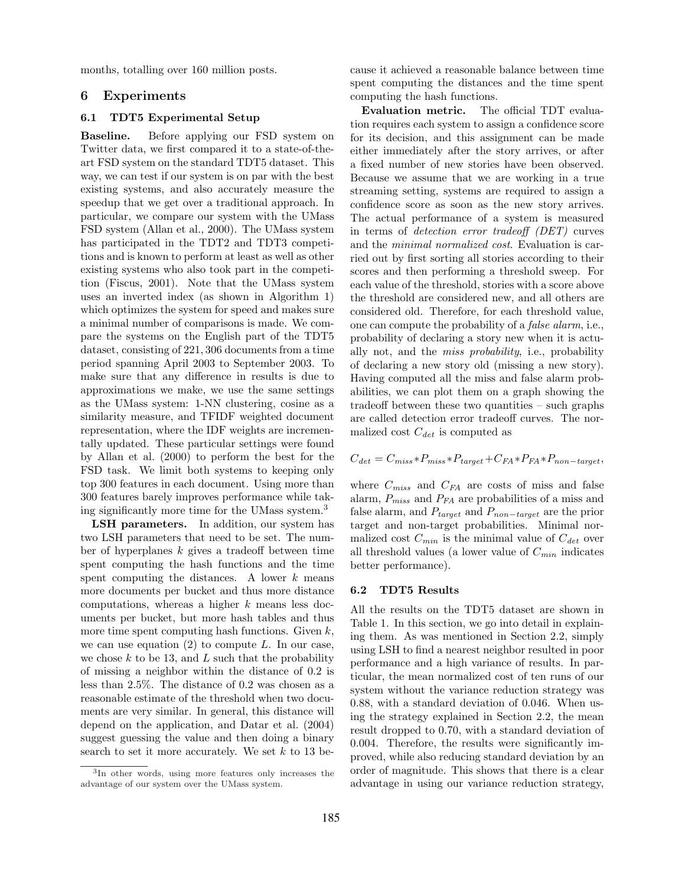months, totalling over 160 million posts.

## 6 Experiments

### 6.1 TDT5 Experimental Setup

**Baseline.** Before applying our FSD system on Twitter data, we first compared it to a state-of-the-art FSD system on the standard TDT5 dataset. This way, we can test if our system is on par with the best existing systems, and also accurately measure the speedup that we get over a traditional approach. In particular, we compare our system with the UMass FSD system (Allan et al., 2000). The UMass system has participated in the TDT2 and TDT3 competitions and is known to perform at least as well as other existing systems who also took part in the competition (Fiscus, 2001). Note that the UMass system uses an inverted index (as shown in Algorithm 1) which optimizes the system for speed and makes sure a minimal number of comparisons is made. We compare the systems on the English part of the TDT5 dataset, consisting of 221,306 documents from a time period spanning April 2003 to September 2003. To make sure that any difference in results is due to approximations we make, we use the same settings as the UMass system: 1-NN clustering, cosine as a similarity measure, and TFIDF weighted document representation, where the IDF weights are incrementally updated. These particular settings were found by Allan et al. (2000) to perform the best for the FSD task. We limit both systems to keeping only top 300 features in each document. Using more than 300 features barely improves performance while taking significantly more time for the UMass system.[3]

**LSH parameters.** In addition, our system has two LSH parameters that need to be set. The number of hyperplanes $k$ gives a tradeoff between time spent computing the hash functions and the time spent computing the distances. A lower $k$ means more documents per bucket and thus more distance computations, whereas a higher $k$ means less documents per bucket, but more hash tables and thus more time spent computing hash functions. Given $k$, we can use equation (2) to compute $L$. In our case, we chose $k$ to be 13, and $L$ such that the probability of missing a neighbor within the distance of 0.2 is less than 2.5%. The distance of 0.2 was chosen as a reasonable estimate of the threshold when two documents are very similar. In general, this distance will depend on the application, and Datar et al. (2004) suggest guessing the value and then doing a binary search to set it more accurately. We set $k$ to 13 because it achieved a reasonable balance between time spent computing the distances and the time spent computing the hash functions.

**Evaluation metric.** The official TDT evaluation requires each system to assign a confidence score for its decision, and this assignment can be made either immediately after the story arrives, or after a fixed number of new stories have been observed. Because we assume that we are working in a true streaming setting, systems are required to assign a confidence score as soon as the new story arrives. The actual performance of a system is measured in terms of *detection error tradeoff (DET)* curves and the *minimal normalized cost*. Evaluation is carried out by first sorting all stories according to their scores and then performing a threshold sweep. For each value of the threshold, stories with a score above the threshold are considered new, and all others are considered old. Therefore, for each threshold value, one can compute the probability of a *false alarm*, i.e., probability of declaring a story new when it is actually not, and the *miss probability*, i.e., probability of declaring a new story old (missing a new story). Having computed all the miss and false alarm probabilities, we can plot them on a graph showing the tradeoff between these two quantities – such graphs are called detection error tradeoff curves. The normalized cost $C_{det}$ is computed as

$$C_{det} = C_{miss} * P_{miss} * P_{target} + C_{FA} * P_{FA} * P_{non-target},$$

where $C_{miss}$ and $C_{FA}$ are costs of miss and false alarm, $P_{miss}$ and $P_{FA}$ are probabilities of a miss and false alarm, and $P_{target}$ and $P_{non-target}$ are the prior target and non-target probabilities. Minimal normalized cost $C_{min}$ is the minimal value of $C_{det}$ over all threshold values (a lower value of $C_{min}$ indicates better performance).

### 6.2 TDT5 Results

All the results on the TDT5 dataset are shown in Table 1. In this section, we go into detail in explaining them. As was mentioned in Section 2.2, simply using LSH to find a nearest neighbor resulted in poor performance and a high variance of results. In particular, the mean normalized cost of ten runs of our system without the variance reduction strategy was 0.88, with a standard deviation of 0.046. When using the strategy explained in Section 2.2, the mean result dropped to 0.70, with a standard deviation of 0.004. Therefore, the results were significantly improved, while also reducing standard deviation by an order of magnitude. This shows that there is a clear advantage in using our variance reduction strategy,

[3] In other words, using more features only increases the advantage of our system over the UMass system.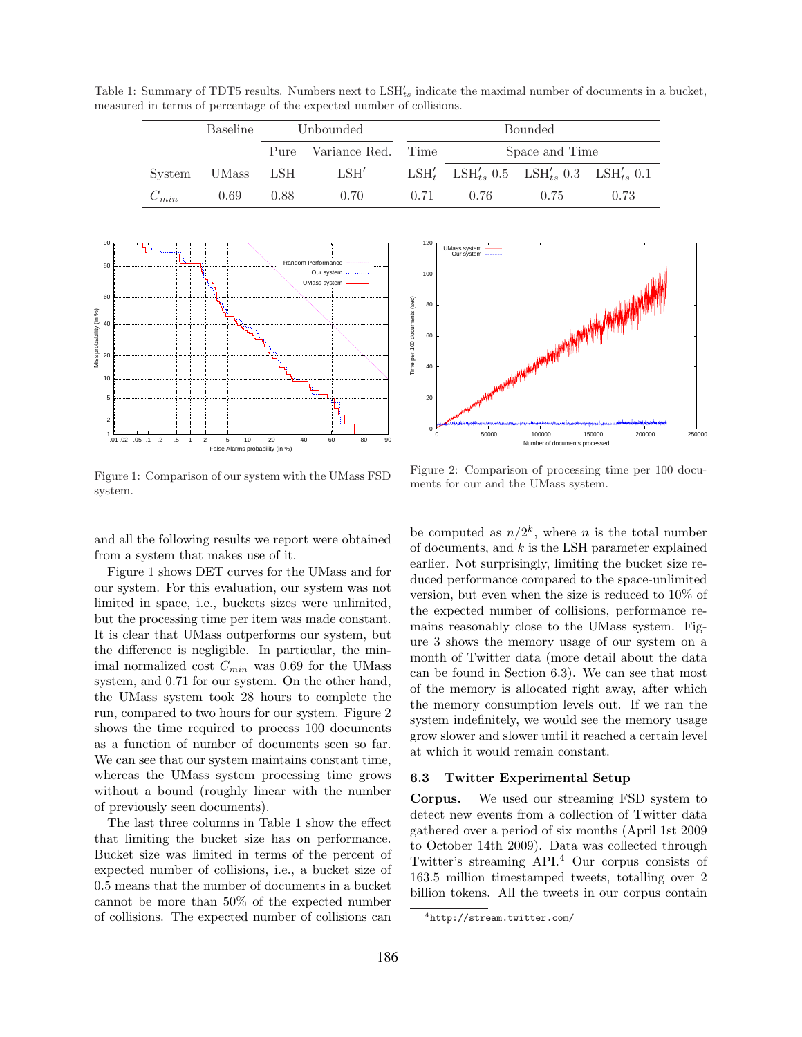Table 1: Summary of TDT5 results. Numbers next to $\text{LSH}'_{ts}$ indicate the maximal number of documents in a bucket, measured in terms of percentage of the expected number of collisions.

| | Baseline | Unbounded | | Bounded | | | |
|---|---|---|---|---|---|---|---|
| | | Pure | Variance Red. | Time | Space and Time | | |
| System | UMass | LSH | $\text{LSH}'$ | $\text{LSH}'_t$ | $\text{LSH}'_{ts}$ 0.5 | $\text{LSH}'_{ts}$ 0.3 | $\text{LSH}'_{ts}$ 0.1 |
| $C_{min}$ | 0.69 | 0.88 | 0.70 | 0.71 | 0.76 | 0.75 | 0.73 |

Figure 1: Comparison of our system with the UMass FSD system.

Figure 2: Comparison of processing time per 100 documents for our and the UMass system.

and all the following results we report were obtained from a system that makes use of it.

Figure 1 shows DET curves for the UMass and for our system. For this evaluation, our system was not limited in space, i.e., buckets sizes were unlimited, but the processing time per item was made constant. It is clear that UMass outperforms our system, but the difference is negligible. In particular, the minimal normalized cost $C_{min}$ was 0.69 for the UMass system, and 0.71 for our system. On the other hand, the UMass system took 28 hours to complete the run, compared to two hours for our system. Figure 2 shows the time required to process 100 documents as a function of number of documents seen so far. We can see that our system maintains constant time, whereas the UMass system processing time grows without a bound (roughly linear with the number of previously seen documents).

The last three columns in Table 1 show the effect that limiting the bucket size has on performance. Bucket size was limited in terms of the percent of expected number of collisions, i.e., a bucket size of 0.5 means that the number of documents in a bucket cannot be more than 50% of the expected number of collisions. The expected number of collisions can be computed as $n/2^k$, where $n$ is the total number of documents, and $k$ is the LSH parameter explained earlier. Not surprisingly, limiting the bucket size reduced performance compared to the space-unlimited version, but even when the size is reduced to 10% of the expected number of collisions, performance remains reasonably close to the UMass system. Figure 3 shows the memory usage of our system on a month of Twitter data (more detail about the data can be found in Section 6.3). We can see that most of the memory is allocated right away, after which the memory consumption levels out. If we ran the system indefinitely, we would see the memory usage grow slower and slower until it reached a certain level at which it would remain constant.

### 6.3 Twitter Experimental Setup

**Corpus.** We used our streaming FSD system to detect new events from a collection of Twitter data gathered over a period of six months (April 1st 2009 to October 14th 2009). Data was collected through Twitter's streaming API.[4] Our corpus consists of 163.5 million timestamped tweets, totalling over 2 billion tokens. All the tweets in our corpus contain

[4] http://stream.twitter.com/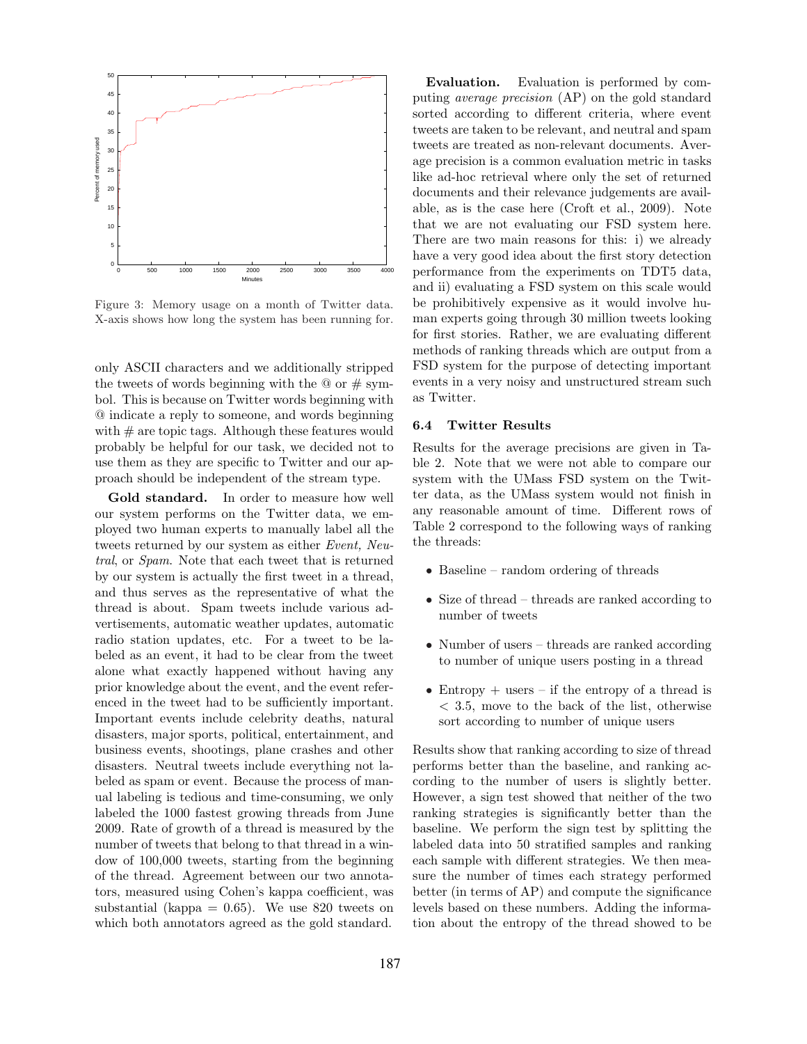Figure 3: Memory usage on a month of Twitter data. X-axis shows how long the system has been running for.

only ASCII characters and we additionally stripped the tweets of words beginning with the @ or # symbol. This is because on Twitter words beginning with @ indicate a reply to someone, and words beginning with # are topic tags. Although these features would probably be helpful for our task, we decided not to use them as they are specific to Twitter and our approach should be independent of the stream type.

**Gold standard.** In order to measure how well our system performs on the Twitter data, we employed two human experts to manually label all the tweets returned by our system as either *Event*, *Neutral*, or *Spam*. Note that each tweet that is returned by our system is actually the first tweet in a thread, and thus serves as the representative of what the thread is about. Spam tweets include various advertisements, automatic weather updates, automatic radio station updates, etc. For a tweet to be labeled as an event, it had to be clear from the tweet alone what exactly happened without having any prior knowledge about the event, and the event referenced in the tweet had to be sufficiently important. Important events include celebrity deaths, natural disasters, major sports, political, entertainment, and business events, shootings, plane crashes and other disasters. Neutral tweets include everything not labeled as spam or event. Because the process of manual labeling is tedious and time-consuming, we only labeled the 1000 fastest growing threads from June 2009. Rate of growth of a thread is measured by the number of tweets that belong to that thread in a window of 100,000 tweets, starting from the beginning of the thread. Agreement between our two annotators, measured using Cohen's kappa coefficient, was substantial (kappa = 0.65). We use 820 tweets on which both annotators agreed as the gold standard.

**Evaluation.** Evaluation is performed by computing *average precision* (AP) on the gold standard sorted according to different criteria, where event tweets are taken to be relevant, and neutral and spam tweets are treated as non-relevant documents. Average precision is a common evaluation metric in tasks like ad-hoc retrieval where only the set of returned documents and their relevance judgements are available, as is the case here (Croft et al., 2009). Note that we are not evaluating our FSD system here. There are two main reasons for this: i) we already have a very good idea about the first story detection performance from the experiments on TDT5 data, and ii) evaluating a FSD system on this scale would be prohibitively expensive as it would involve human experts going through 30 million tweets looking for first stories. Rather, we are evaluating different methods of ranking threads which are output from a FSD system for the purpose of detecting important events in a very noisy and unstructured stream such as Twitter.

### 6.4 Twitter Results

Results for the average precisions are given in Table 2. Note that we were not able to compare our system with the UMass FSD system on the Twitter data, as the UMass system would not finish in any reasonable amount of time. Different rows of Table 2 correspond to the following ways of ranking the threads:

- Baseline – random ordering of threads
- Size of thread – threads are ranked according to number of tweets
- Number of users – threads are ranked according to number of unique users posting in a thread
- Entropy + users – if the entropy of a thread is $< 3.5$, move to the back of the list, otherwise sort according to number of unique users

Results show that ranking according to size of thread performs better than the baseline, and ranking according to the number of users is slightly better. However, a sign test showed that neither of the two ranking strategies is significantly better than the baseline. We perform the sign test by splitting the labeled data into 50 stratified samples and ranking each sample with different strategies. We then measure the number of times each strategy performed better (in terms of AP) and compute the significance levels based on these numbers. Adding the information about the entropy of the thread showed to be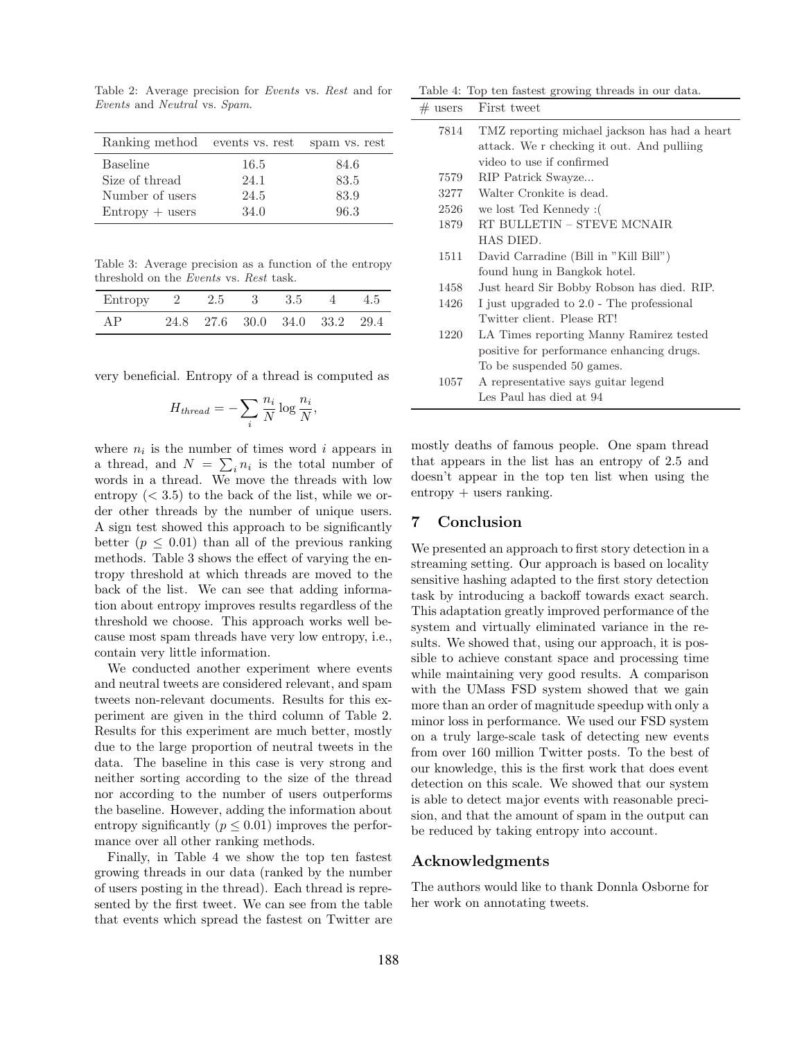Table 2: Average precision for *Events* vs. *Rest* and for *Events* and *Neutral* vs. *Spam*.

| Ranking method | events vs. rest | spam vs. rest |
|---|---|---|
| Baseline | 16.5 | 84.6 |
| Size of thread | 24.1 | 83.5 |
| Number of users | 24.5 | 83.9 |
| Entropy + users | 34.0 | 96.3 |

Table 3: Average precision as a function of the entropy threshold on the *Events* vs. *Rest* task.

| Entropy | 2 | 2.5 | 3 | 3.5 | 4 | 4.5 |
|---|---|---|---|---|---|---|
| AP | 24.8 | 27.6 | 30.0 | 34.0 | 33.2 | 29.4 |

very beneficial. Entropy of a thread is computed as

$$H_{thread} = -\sum_i \frac{n_i}{N} \log \frac{n_i}{N},$$

where $n_i$ is the number of times word $i$ appears in a thread, and $N = \sum_i n_i$ is the total number of words in a thread. We move the threads with low entropy ($< 3.5$) to the back of the list, while we order other threads by the number of unique users. A sign test showed this approach to be significantly better ($p \leq 0.01$) than all of the previous ranking methods. Table 3 shows the effect of varying the entropy threshold at which threads are moved to the back of the list. We can see that adding information about entropy improves results regardless of the threshold we choose. This approach works well because most spam threads have very low entropy, i.e., contain very little information.

We conducted another experiment where events and neutral tweets are considered relevant, and spam tweets non-relevant documents. Results for this experiment are given in the third column of Table 2. Results for this experiment are much better, mostly due to the large proportion of neutral tweets in the data. The baseline in this case is very strong and neither sorting according to the size of the thread nor according to the number of users outperforms the baseline. However, adding the information about entropy significantly ($p \leq 0.01$) improves the performance over all other ranking methods.

Finally, in Table 4 we show the top ten fastest growing threads in our data (ranked by the number of users posting in the thread). Each thread is represented by the first tweet. We can see from the table that events which spread the fastest on Twitter are mostly deaths of famous people. One spam thread that appears in the list has an entropy of 2.5 and doesn't appear in the top ten list when using the entropy + users ranking.

Table 4: Top ten fastest growing threads in our data.

| # users | First tweet |
|---|---|
| 7814 | TMZ reporting michael jackson has had a heart attack. We r checking it out. And pulliing video to use if confirmed |
| 7579 | RIP Patrick Swayze... |
| 3277 | Walter Cronkite is dead. |
| 2526 | we lost Ted Kennedy :( |
| 1879 | RT BULLETIN – STEVE MCNAIR HAS DIED. |
| 1511 | David Carradine (Bill in "Kill Bill") found hung in Bangkok hotel. |
| 1458 | Just heard Sir Bobby Robson has died. RIP. |
| 1426 | I just upgraded to 2.0 - The professional Twitter client. Please RT! |
| 1220 | LA Times reporting Manny Ramirez tested positive for performance enhancing drugs. To be suspended 50 games. |
| 1057 | A representative says guitar legend Les Paul has died at 94 |

## 7 Conclusion

We presented an approach to first story detection in a streaming setting. Our approach is based on locality sensitive hashing adapted to the first story detection task by introducing a backoff towards exact search. This adaptation greatly improved performance of the system and virtually eliminated variance in the results. We showed that, using our approach, it is possible to achieve constant space and processing time while maintaining very good results. A comparison with the UMass FSD system showed that we gain more than an order of magnitude speedup with only a minor loss in performance. We used our FSD system on a truly large-scale task of detecting new events from over 160 million Twitter posts. To the best of our knowledge, this is the first work that does event detection on this scale. We showed that our system is able to detect major events with reasonable precision, and that the amount of spam in the output can be reduced by taking entropy into account.

## Acknowledgments

The authors would like to thank Donnla Osborne for her work on annotating tweets.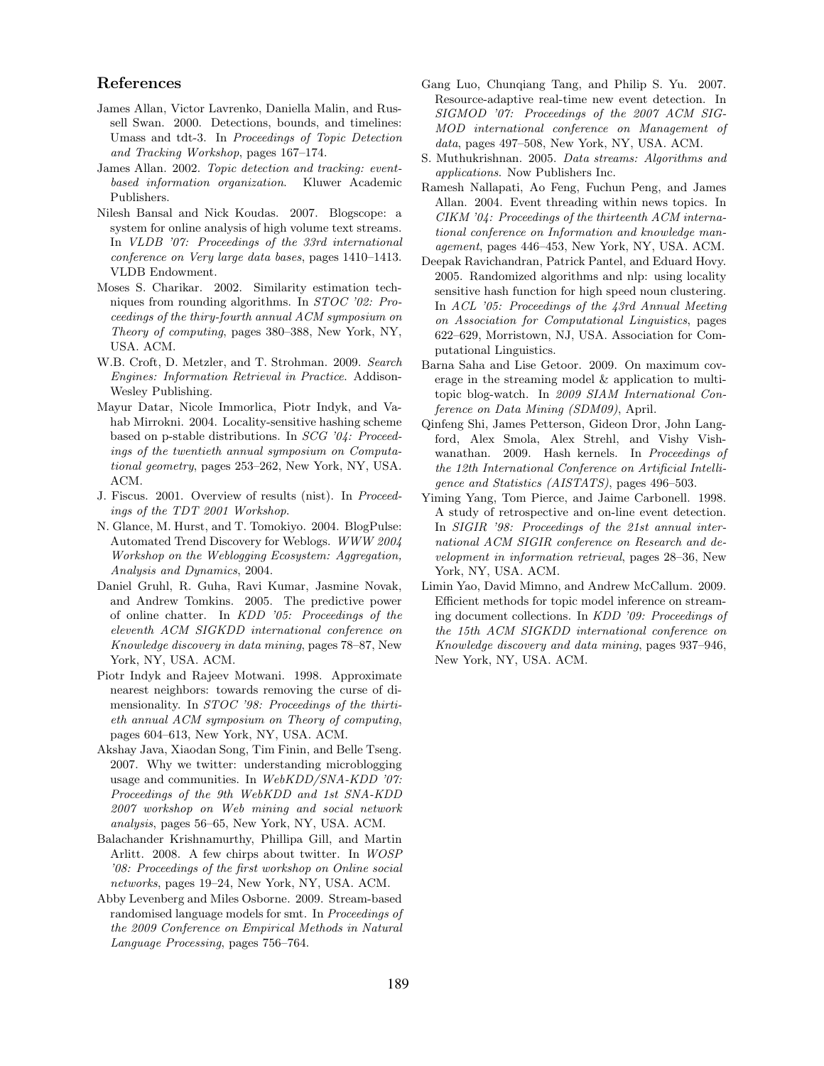## References

James Allan, Victor Lavrenko, Daniella Malin, and Russell Swan. 2000. Detections, bounds, and timelines: Umass and tdt-3. In *Proceedings of Topic Detection and Tracking Workshop*, pages 167–174.

James Allan. 2002. *Topic detection and tracking: event-based information organization*. Kluwer Academic Publishers.

Nilesh Bansal and Nick Koudas. 2007. Blogscope: a system for online analysis of high volume text streams. In *VLDB '07: Proceedings of the 33rd international conference on Very large data bases*, pages 1410–1413. VLDB Endowment.

Moses S. Charikar. 2002. Similarity estimation techniques from rounding algorithms. In *STOC '02: Proceedings of the thiry-fourth annual ACM symposium on Theory of computing*, pages 380–388, New York, NY, USA. ACM.

W.B. Croft, D. Metzler, and T. Strohman. 2009. *Search Engines: Information Retrieval in Practice.* Addison-Wesley Publishing.

Mayur Datar, Nicole Immorlica, Piotr Indyk, and Vahab Mirrokni. 2004. Locality-sensitive hashing scheme based on p-stable distributions. In *SCG '04: Proceedings of the twentieth annual symposium on Computational geometry*, pages 253–262, New York, NY, USA. ACM.

J. Fiscus. 2001. Overview of results (nist). In *Proceedings of the TDT 2001 Workshop*.

N. Glance, M. Hurst, and T. Tomokiyo. 2004. BlogPulse: Automated Trend Discovery for Weblogs. *WWW 2004 Workshop on the Weblogging Ecosystem: Aggregation, Analysis and Dynamics*, 2004.

Daniel Gruhl, R. Guha, Ravi Kumar, Jasmine Novak, and Andrew Tomkins. 2005. The predictive power of online chatter. In *KDD '05: Proceedings of the eleventh ACM SIGKDD international conference on Knowledge discovery in data mining*, pages 78–87, New York, NY, USA. ACM.

Piotr Indyk and Rajeev Motwani. 1998. Approximate nearest neighbors: towards removing the curse of dimensionality. In *STOC '98: Proceedings of the thirtieth annual ACM symposium on Theory of computing*, pages 604–613, New York, NY, USA. ACM.

Akshay Java, Xiaodan Song, Tim Finin, and Belle Tseng. 2007. Why we twitter: understanding microblogging usage and communities. In *WebKDD/SNA-KDD '07: Proceedings of the 9th WebKDD and 1st SNA-KDD 2007 workshop on Web mining and social network analysis*, pages 56–65, New York, NY, USA. ACM.

Balachander Krishnamurthy, Phillipa Gill, and Martin Arlitt. 2008. A few chirps about twitter. In *WOSP '08: Proceedings of the first workshop on Online social networks*, pages 19–24, New York, NY, USA. ACM.

Abby Levenberg and Miles Osborne. 2009. Stream-based randomised language models for smt. In *Proceedings of the 2009 Conference on Empirical Methods in Natural Language Processing*, pages 756–764.

Gang Luo, Chunqiang Tang, and Philip S. Yu. 2007. Resource-adaptive real-time new event detection. In *SIGMOD '07: Proceedings of the 2007 ACM SIGMOD international conference on Management of data*, pages 497–508, New York, NY, USA. ACM.

S. Muthukrishnan. 2005. *Data streams: Algorithms and applications*. Now Publishers Inc.

Ramesh Nallapati, Ao Feng, Fuchun Peng, and James Allan. 2004. Event threading within news topics. In *CIKM '04: Proceedings of the thirteenth ACM international conference on Information and knowledge management*, pages 446–453, New York, NY, USA. ACM.

Deepak Ravichandran, Patrick Pantel, and Eduard Hovy. 2005. Randomized algorithms and nlp: using locality sensitive hash function for high speed noun clustering. In *ACL '05: Proceedings of the 43rd Annual Meeting on Association for Computational Linguistics*, pages 622–629, Morristown, NJ, USA. Association for Computational Linguistics.

Barna Saha and Lise Getoor. 2009. On maximum coverage in the streaming model & application to multi-topic blog-watch. In *2009 SIAM International Conference on Data Mining (SDM09)*, April.

Qinfeng Shi, James Petterson, Gideon Dror, John Langford, Alex Smola, Alex Strehl, and Vishy Vishwanathan. 2009. Hash kernels. In *Proceedings of the 12th International Conference on Artificial Intelligence and Statistics (AISTATS)*, pages 496–503.

Yiming Yang, Tom Pierce, and Jaime Carbonell. 1998. A study of retrospective and on-line event detection. In *SIGIR '98: Proceedings of the 21st annual international ACM SIGIR conference on Research and development in information retrieval*, pages 28–36, New York, NY, USA. ACM.

Limin Yao, David Mimno, and Andrew McCallum. 2009. Efficient methods for topic model inference on streaming document collections. In *KDD '09: Proceedings of the 15th ACM SIGKDD international conference on Knowledge discovery and data mining*, pages 937–946, New York, NY, USA. ACM.